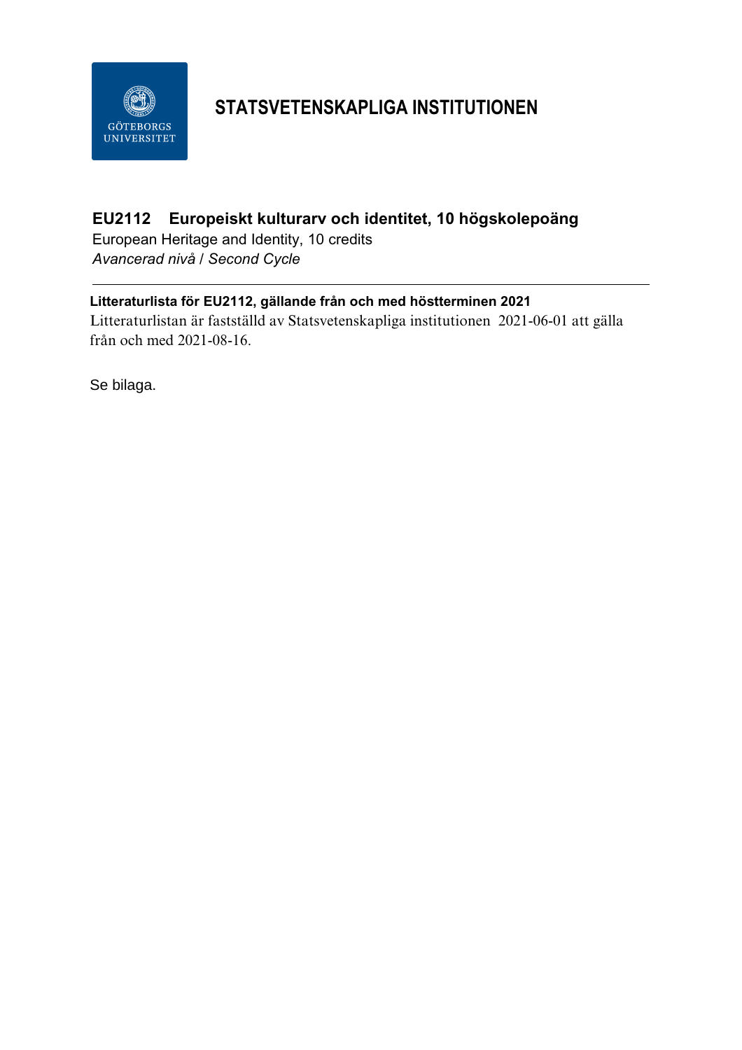# STATSVETENSKAPLIGA INSTITUTIONEN

## EU2112 Europeiskt kulturarv och identitet, 10 högskolepoäng

European Heritage and Identity, 10 credits

*Avancerad nivå / Second Cycle*

---

**Litteraturlista för EU2112, gällande från och med höstterminen 2021**

Litteraturlistan är fastställd av Statsvetenskapliga institutionen 2021-06-01 att gälla från och med 2021-08-16.

Se bilaga.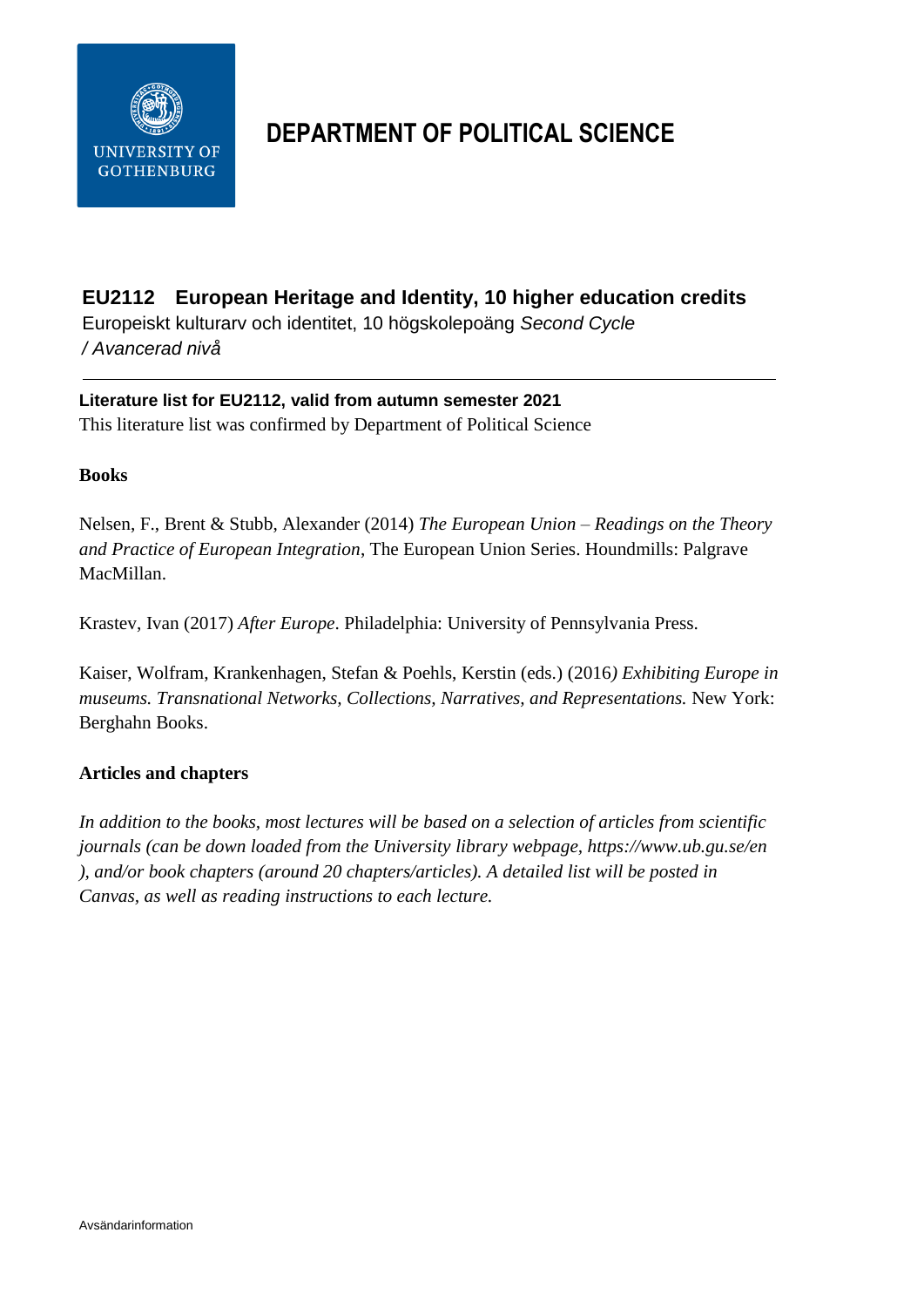# DEPARTMENT OF POLITICAL SCIENCE

## EU2112 European Heritage and Identity, 10 higher education credits

Europeiskt kulturarv och identitet, 10 högskolepoäng *Second Cycle / Avancerad nivå*

---

**Literature list for EU2112, valid from autumn semester 2021**

This literature list was confirmed by Department of Political Science

**Books**

Nelsen, F., Brent & Stubb, Alexander (2014) *The European Union – Readings on the Theory and Practice of European Integration*, The European Union Series. Houndmills: Palgrave MacMillan.

Krastev, Ivan (2017) *After Europe*. Philadelphia: University of Pennsylvania Press.

Kaiser, Wolfram, Krankenhagen, Stefan & Poehls, Kerstin (eds.) (2016*) Exhibiting Europe in museums. Transnational Networks, Collections, Narratives, and Representations.* New York: Berghahn Books.

**Articles and chapters**

*In addition to the books, most lectures will be based on a selection of articles from scientific journals (can be down loaded from the University library webpage, https://www.ub.gu.se/en ), and/or book chapters (around 20 chapters/articles). A detailed list will be posted in Canvas, as well as reading instructions to each lecture.*

Avsändarinformation